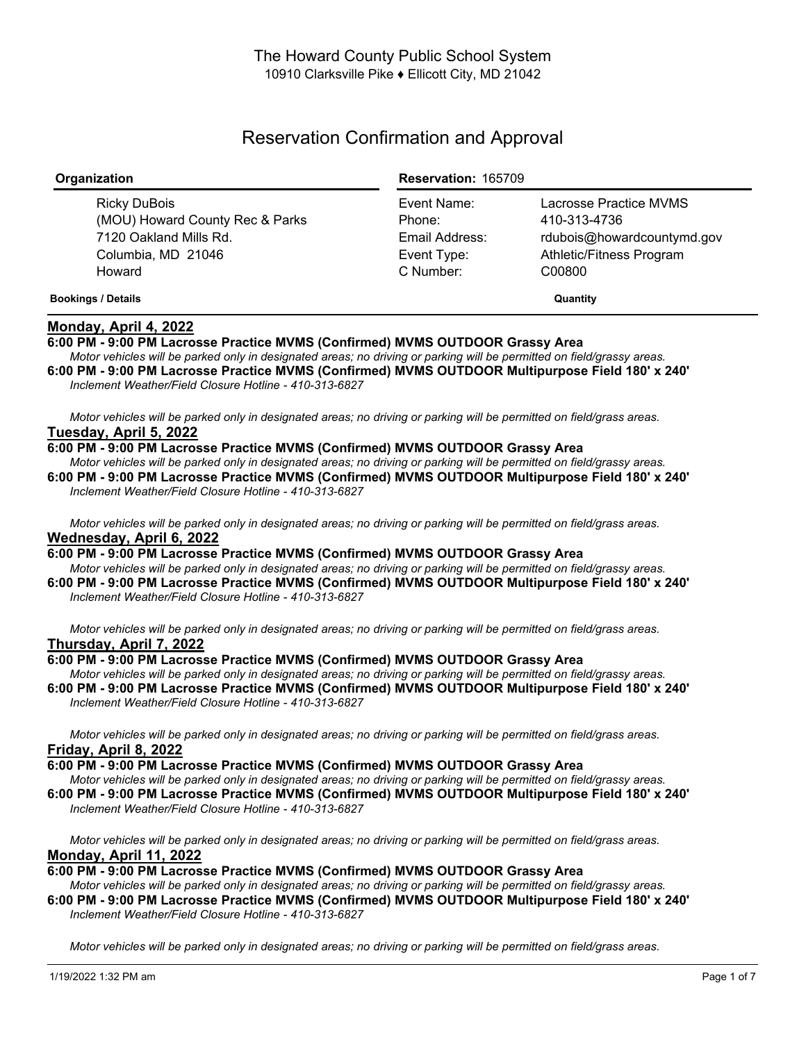# The Howard County Public School System

10910 Clarksville Pike ♦ Ellicott City, MD 21042

## Reservation Confirmation and Approval

| Organization | Reservation: 165709 | |
|---|---|---|
| Ricky DuBois | Event Name: | Lacrosse Practice MVMS |
| (MOU) Howard County Rec & Parks | Phone: | 410-313-4736 |
| 7120 Oakland Mills Rd. | Email Address: | rdubois@howardcountymd.gov |
| Columbia, MD 21046 | Event Type: | Athletic/Fitness Program |
| Howard | C Number: | C00800 |

**Bookings / Details** **Quantity**

**Monday, April 4, 2022**

**6:00 PM - 9:00 PM Lacrosse Practice MVMS (Confirmed) MVMS OUTDOOR Grassy Area**

*Motor vehicles will be parked only in designated areas; no driving or parking will be permitted on field/grassy areas.*

**6:00 PM - 9:00 PM Lacrosse Practice MVMS (Confirmed) MVMS OUTDOOR Multipurpose Field 180' x 240'**

*Inclement Weather/Field Closure Hotline - 410-313-6827*

*Motor vehicles will be parked only in designated areas; no driving or parking will be permitted on field/grass areas.*

**Tuesday, April 5, 2022**

**6:00 PM - 9:00 PM Lacrosse Practice MVMS (Confirmed) MVMS OUTDOOR Grassy Area**

*Motor vehicles will be parked only in designated areas; no driving or parking will be permitted on field/grassy areas.*

**6:00 PM - 9:00 PM Lacrosse Practice MVMS (Confirmed) MVMS OUTDOOR Multipurpose Field 180' x 240'**

*Inclement Weather/Field Closure Hotline - 410-313-6827*

*Motor vehicles will be parked only in designated areas; no driving or parking will be permitted on field/grass areas.*

**Wednesday, April 6, 2022**

**6:00 PM - 9:00 PM Lacrosse Practice MVMS (Confirmed) MVMS OUTDOOR Grassy Area**

*Motor vehicles will be parked only in designated areas; no driving or parking will be permitted on field/grassy areas.*

**6:00 PM - 9:00 PM Lacrosse Practice MVMS (Confirmed) MVMS OUTDOOR Multipurpose Field 180' x 240'**

*Inclement Weather/Field Closure Hotline - 410-313-6827*

*Motor vehicles will be parked only in designated areas; no driving or parking will be permitted on field/grass areas.*

**Thursday, April 7, 2022**

**6:00 PM - 9:00 PM Lacrosse Practice MVMS (Confirmed) MVMS OUTDOOR Grassy Area**

*Motor vehicles will be parked only in designated areas; no driving or parking will be permitted on field/grassy areas.*

**6:00 PM - 9:00 PM Lacrosse Practice MVMS (Confirmed) MVMS OUTDOOR Multipurpose Field 180' x 240'**

*Inclement Weather/Field Closure Hotline - 410-313-6827*

*Motor vehicles will be parked only in designated areas; no driving or parking will be permitted on field/grass areas.*

**Friday, April 8, 2022**

**6:00 PM - 9:00 PM Lacrosse Practice MVMS (Confirmed) MVMS OUTDOOR Grassy Area**

*Motor vehicles will be parked only in designated areas; no driving or parking will be permitted on field/grassy areas.*

**6:00 PM - 9:00 PM Lacrosse Practice MVMS (Confirmed) MVMS OUTDOOR Multipurpose Field 180' x 240'**

*Inclement Weather/Field Closure Hotline - 410-313-6827*

*Motor vehicles will be parked only in designated areas; no driving or parking will be permitted on field/grass areas.*

**Monday, April 11, 2022**

**6:00 PM - 9:00 PM Lacrosse Practice MVMS (Confirmed) MVMS OUTDOOR Grassy Area**

*Motor vehicles will be parked only in designated areas; no driving or parking will be permitted on field/grassy areas.*

**6:00 PM - 9:00 PM Lacrosse Practice MVMS (Confirmed) MVMS OUTDOOR Multipurpose Field 180' x 240'**

*Inclement Weather/Field Closure Hotline - 410-313-6827*

*Motor vehicles will be parked only in designated areas; no driving or parking will be permitted on field/grass areas.*

1/19/2022 1:32 PM am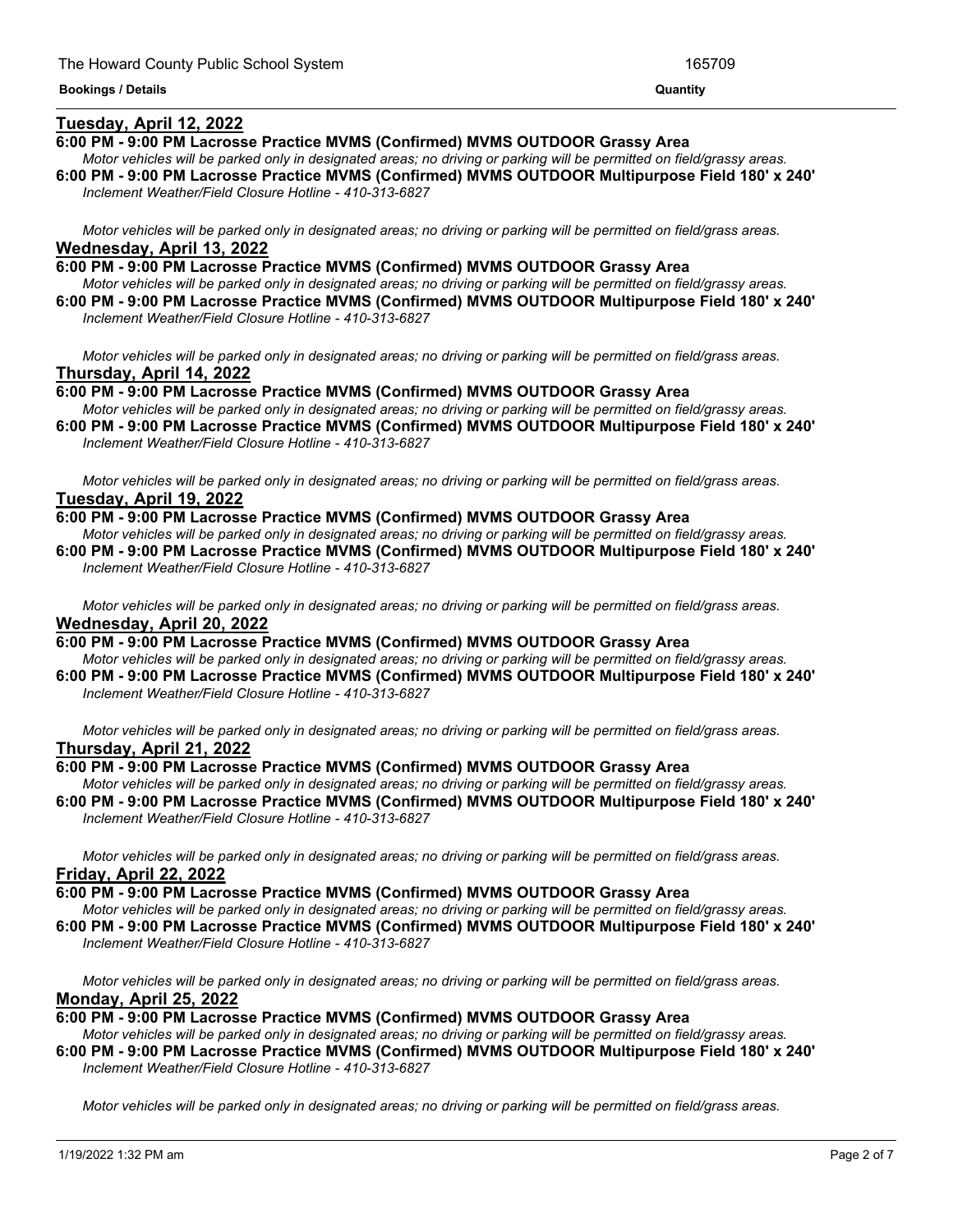**Bookings / Details** **Quantity**

## Tuesday, April 12, 2022

**6:00 PM - 9:00 PM Lacrosse Practice MVMS (Confirmed) MVMS OUTDOOR Grassy Area**

*Motor vehicles will be parked only in designated areas; no driving or parking will be permitted on field/grassy areas.*

**6:00 PM - 9:00 PM Lacrosse Practice MVMS (Confirmed) MVMS OUTDOOR Multipurpose Field 180' x 240'**

*Inclement Weather/Field Closure Hotline - 410-313-6827*

*Motor vehicles will be parked only in designated areas; no driving or parking will be permitted on field/grass areas.*

## Wednesday, April 13, 2022

**6:00 PM - 9:00 PM Lacrosse Practice MVMS (Confirmed) MVMS OUTDOOR Grassy Area**

*Motor vehicles will be parked only in designated areas; no driving or parking will be permitted on field/grassy areas.*

**6:00 PM - 9:00 PM Lacrosse Practice MVMS (Confirmed) MVMS OUTDOOR Multipurpose Field 180' x 240'**

*Inclement Weather/Field Closure Hotline - 410-313-6827*

*Motor vehicles will be parked only in designated areas; no driving or parking will be permitted on field/grass areas.*

## Thursday, April 14, 2022

**6:00 PM - 9:00 PM Lacrosse Practice MVMS (Confirmed) MVMS OUTDOOR Grassy Area**

*Motor vehicles will be parked only in designated areas; no driving or parking will be permitted on field/grassy areas.*

**6:00 PM - 9:00 PM Lacrosse Practice MVMS (Confirmed) MVMS OUTDOOR Multipurpose Field 180' x 240'**

*Inclement Weather/Field Closure Hotline - 410-313-6827*

*Motor vehicles will be parked only in designated areas; no driving or parking will be permitted on field/grass areas.*

## Tuesday, April 19, 2022

**6:00 PM - 9:00 PM Lacrosse Practice MVMS (Confirmed) MVMS OUTDOOR Grassy Area**

*Motor vehicles will be parked only in designated areas; no driving or parking will be permitted on field/grassy areas.*

**6:00 PM - 9:00 PM Lacrosse Practice MVMS (Confirmed) MVMS OUTDOOR Multipurpose Field 180' x 240'**

*Inclement Weather/Field Closure Hotline - 410-313-6827*

*Motor vehicles will be parked only in designated areas; no driving or parking will be permitted on field/grass areas.*

## Wednesday, April 20, 2022

**6:00 PM - 9:00 PM Lacrosse Practice MVMS (Confirmed) MVMS OUTDOOR Grassy Area**

*Motor vehicles will be parked only in designated areas; no driving or parking will be permitted on field/grassy areas.*

**6:00 PM - 9:00 PM Lacrosse Practice MVMS (Confirmed) MVMS OUTDOOR Multipurpose Field 180' x 240'**

*Inclement Weather/Field Closure Hotline - 410-313-6827*

*Motor vehicles will be parked only in designated areas; no driving or parking will be permitted on field/grass areas.*

## Thursday, April 21, 2022

**6:00 PM - 9:00 PM Lacrosse Practice MVMS (Confirmed) MVMS OUTDOOR Grassy Area**

*Motor vehicles will be parked only in designated areas; no driving or parking will be permitted on field/grassy areas.*

**6:00 PM - 9:00 PM Lacrosse Practice MVMS (Confirmed) MVMS OUTDOOR Multipurpose Field 180' x 240'**

*Inclement Weather/Field Closure Hotline - 410-313-6827*

*Motor vehicles will be parked only in designated areas; no driving or parking will be permitted on field/grass areas.*

## Friday, April 22, 2022

**6:00 PM - 9:00 PM Lacrosse Practice MVMS (Confirmed) MVMS OUTDOOR Grassy Area**

*Motor vehicles will be parked only in designated areas; no driving or parking will be permitted on field/grassy areas.*

**6:00 PM - 9:00 PM Lacrosse Practice MVMS (Confirmed) MVMS OUTDOOR Multipurpose Field 180' x 240'**

*Inclement Weather/Field Closure Hotline - 410-313-6827*

*Motor vehicles will be parked only in designated areas; no driving or parking will be permitted on field/grass areas.*

## Monday, April 25, 2022

**6:00 PM - 9:00 PM Lacrosse Practice MVMS (Confirmed) MVMS OUTDOOR Grassy Area**

*Motor vehicles will be parked only in designated areas; no driving or parking will be permitted on field/grassy areas.*

**6:00 PM - 9:00 PM Lacrosse Practice MVMS (Confirmed) MVMS OUTDOOR Multipurpose Field 180' x 240'**

*Inclement Weather/Field Closure Hotline - 410-313-6827*

*Motor vehicles will be parked only in designated areas; no driving or parking will be permitted on field/grass areas.*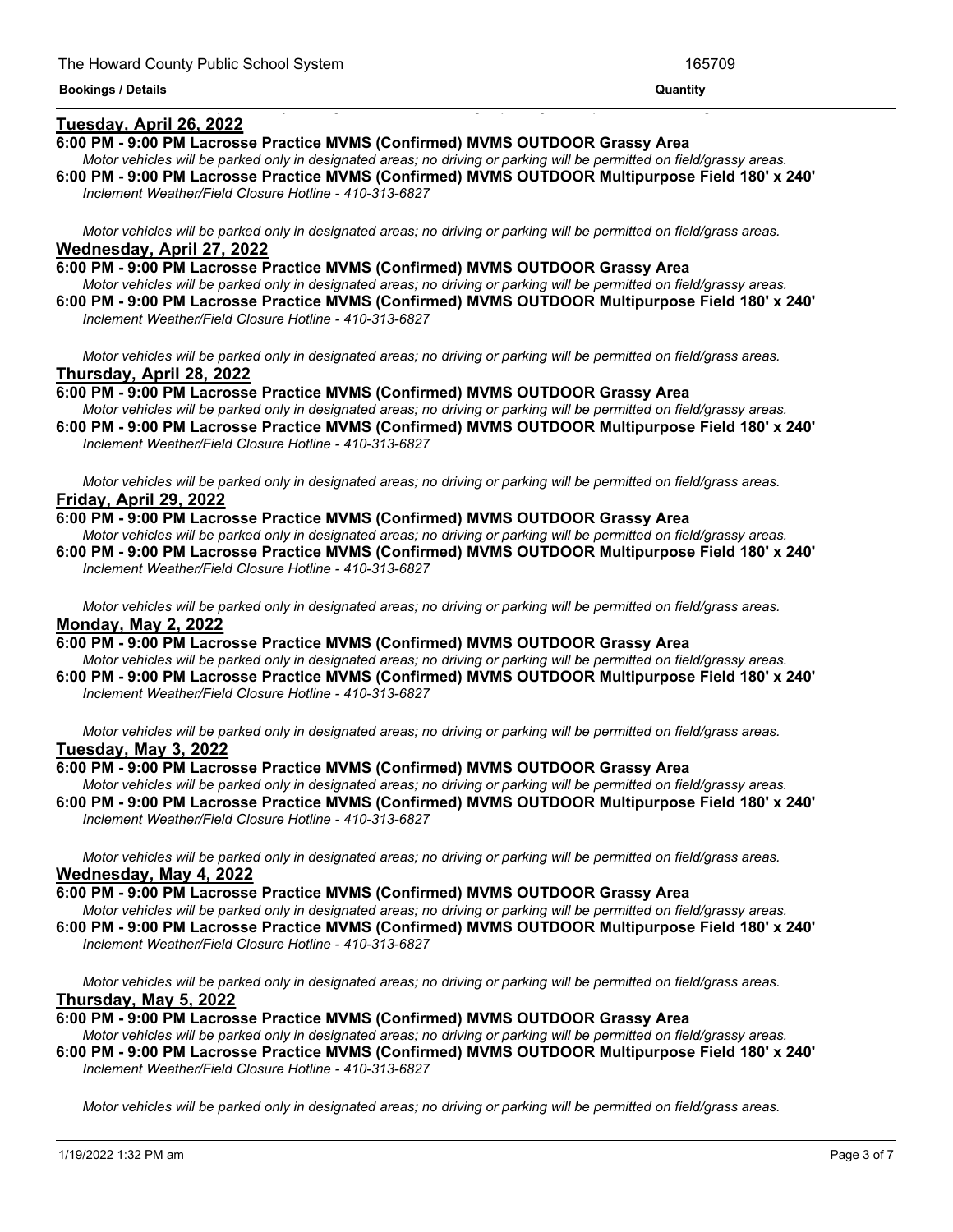**Tuesday, April 26, 2022**

**6:00 PM - 9:00 PM Lacrosse Practice MVMS (Confirmed) MVMS OUTDOOR Grassy Area**

*Motor vehicles will be parked only in designated areas; no driving or parking will be permitted on field/grassy areas.*

**6:00 PM - 9:00 PM Lacrosse Practice MVMS (Confirmed) MVMS OUTDOOR Multipurpose Field 180' x 240'**

*Inclement Weather/Field Closure Hotline - 410-313-6827*

*Motor vehicles will be parked only in designated areas; no driving or parking will be permitted on field/grass areas.*

**Wednesday, April 27, 2022**

**6:00 PM - 9:00 PM Lacrosse Practice MVMS (Confirmed) MVMS OUTDOOR Grassy Area**

*Motor vehicles will be parked only in designated areas; no driving or parking will be permitted on field/grassy areas.*

**6:00 PM - 9:00 PM Lacrosse Practice MVMS (Confirmed) MVMS OUTDOOR Multipurpose Field 180' x 240'**

*Inclement Weather/Field Closure Hotline - 410-313-6827*

*Motor vehicles will be parked only in designated areas; no driving or parking will be permitted on field/grass areas.*

**Thursday, April 28, 2022**

**6:00 PM - 9:00 PM Lacrosse Practice MVMS (Confirmed) MVMS OUTDOOR Grassy Area**

*Motor vehicles will be parked only in designated areas; no driving or parking will be permitted on field/grassy areas.*

**6:00 PM - 9:00 PM Lacrosse Practice MVMS (Confirmed) MVMS OUTDOOR Multipurpose Field 180' x 240'**

*Inclement Weather/Field Closure Hotline - 410-313-6827*

*Motor vehicles will be parked only in designated areas; no driving or parking will be permitted on field/grass areas.*

**Friday, April 29, 2022**

**6:00 PM - 9:00 PM Lacrosse Practice MVMS (Confirmed) MVMS OUTDOOR Grassy Area**

*Motor vehicles will be parked only in designated areas; no driving or parking will be permitted on field/grassy areas.*

**6:00 PM - 9:00 PM Lacrosse Practice MVMS (Confirmed) MVMS OUTDOOR Multipurpose Field 180' x 240'**

*Inclement Weather/Field Closure Hotline - 410-313-6827*

*Motor vehicles will be parked only in designated areas; no driving or parking will be permitted on field/grass areas.*

**Monday, May 2, 2022**

**6:00 PM - 9:00 PM Lacrosse Practice MVMS (Confirmed) MVMS OUTDOOR Grassy Area**

*Motor vehicles will be parked only in designated areas; no driving or parking will be permitted on field/grassy areas.*

**6:00 PM - 9:00 PM Lacrosse Practice MVMS (Confirmed) MVMS OUTDOOR Multipurpose Field 180' x 240'**

*Inclement Weather/Field Closure Hotline - 410-313-6827*

*Motor vehicles will be parked only in designated areas; no driving or parking will be permitted on field/grass areas.*

**Tuesday, May 3, 2022**

**6:00 PM - 9:00 PM Lacrosse Practice MVMS (Confirmed) MVMS OUTDOOR Grassy Area**

*Motor vehicles will be parked only in designated areas; no driving or parking will be permitted on field/grassy areas.*

**6:00 PM - 9:00 PM Lacrosse Practice MVMS (Confirmed) MVMS OUTDOOR Multipurpose Field 180' x 240'**

*Inclement Weather/Field Closure Hotline - 410-313-6827*

*Motor vehicles will be parked only in designated areas; no driving or parking will be permitted on field/grass areas.*

**Wednesday, May 4, 2022**

**6:00 PM - 9:00 PM Lacrosse Practice MVMS (Confirmed) MVMS OUTDOOR Grassy Area**

*Motor vehicles will be parked only in designated areas; no driving or parking will be permitted on field/grassy areas.*

**6:00 PM - 9:00 PM Lacrosse Practice MVMS (Confirmed) MVMS OUTDOOR Multipurpose Field 180' x 240'**

*Inclement Weather/Field Closure Hotline - 410-313-6827*

*Motor vehicles will be parked only in designated areas; no driving or parking will be permitted on field/grass areas.*

**Thursday, May 5, 2022**

**6:00 PM - 9:00 PM Lacrosse Practice MVMS (Confirmed) MVMS OUTDOOR Grassy Area**

*Motor vehicles will be parked only in designated areas; no driving or parking will be permitted on field/grassy areas.*

**6:00 PM - 9:00 PM Lacrosse Practice MVMS (Confirmed) MVMS OUTDOOR Multipurpose Field 180' x 240'**

*Inclement Weather/Field Closure Hotline - 410-313-6827*

*Motor vehicles will be parked only in designated areas; no driving or parking will be permitted on field/grass areas.*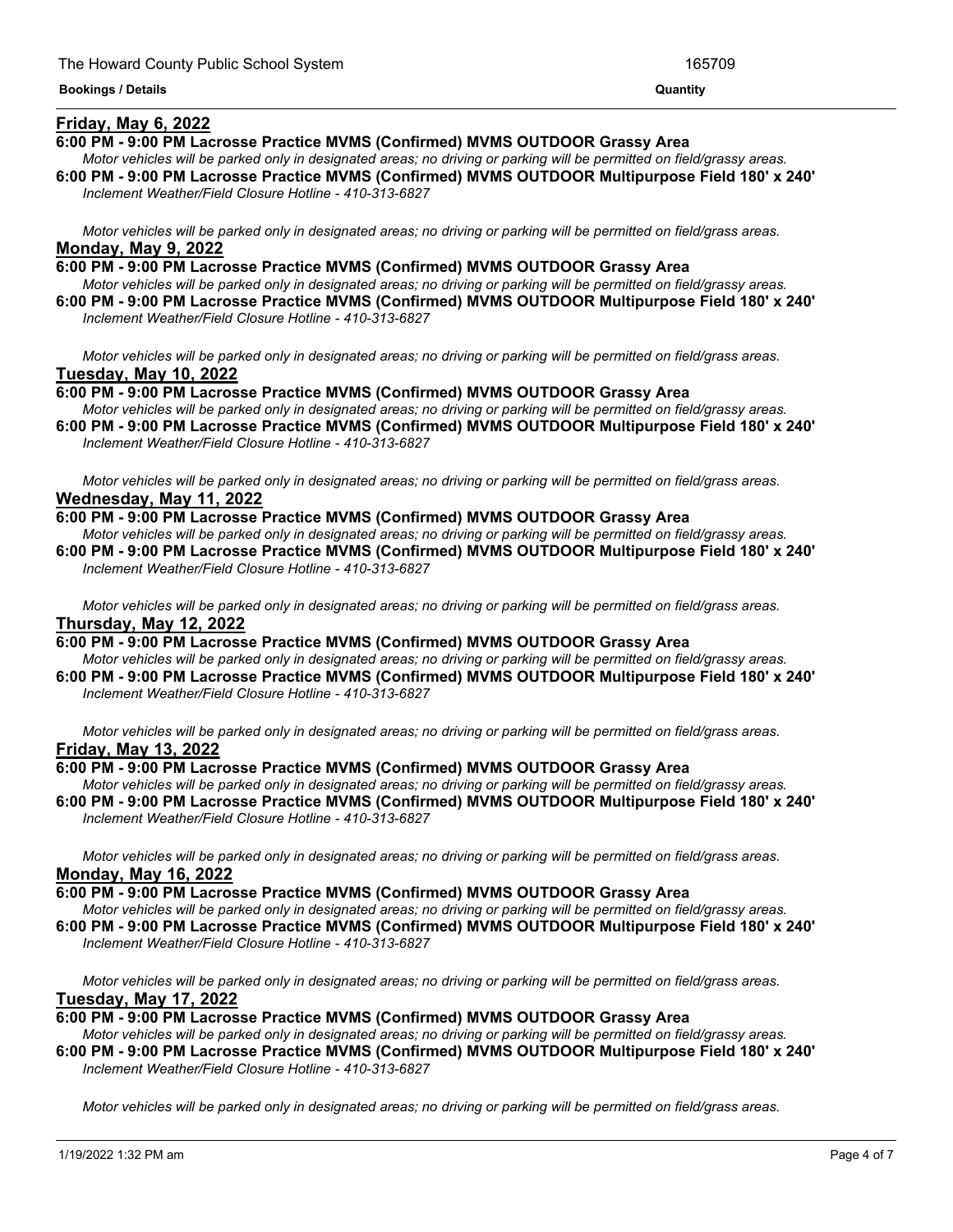**Bookings / Details** | **Quantity**

## Friday, May 6, 2022

**6:00 PM - 9:00 PM Lacrosse Practice MVMS (Confirmed) MVMS OUTDOOR Grassy Area**

*Motor vehicles will be parked only in designated areas; no driving or parking will be permitted on field/grassy areas.*

**6:00 PM - 9:00 PM Lacrosse Practice MVMS (Confirmed) MVMS OUTDOOR Multipurpose Field 180' x 240'**

*Inclement Weather/Field Closure Hotline - 410-313-6827*

*Motor vehicles will be parked only in designated areas; no driving or parking will be permitted on field/grass areas.*

## Monday, May 9, 2022

**6:00 PM - 9:00 PM Lacrosse Practice MVMS (Confirmed) MVMS OUTDOOR Grassy Area**

*Motor vehicles will be parked only in designated areas; no driving or parking will be permitted on field/grassy areas.*

**6:00 PM - 9:00 PM Lacrosse Practice MVMS (Confirmed) MVMS OUTDOOR Multipurpose Field 180' x 240'**

*Inclement Weather/Field Closure Hotline - 410-313-6827*

*Motor vehicles will be parked only in designated areas; no driving or parking will be permitted on field/grass areas.*

## Tuesday, May 10, 2022

**6:00 PM - 9:00 PM Lacrosse Practice MVMS (Confirmed) MVMS OUTDOOR Grassy Area**

*Motor vehicles will be parked only in designated areas; no driving or parking will be permitted on field/grassy areas.*

**6:00 PM - 9:00 PM Lacrosse Practice MVMS (Confirmed) MVMS OUTDOOR Multipurpose Field 180' x 240'**

*Inclement Weather/Field Closure Hotline - 410-313-6827*

*Motor vehicles will be parked only in designated areas; no driving or parking will be permitted on field/grass areas.*

## Wednesday, May 11, 2022

**6:00 PM - 9:00 PM Lacrosse Practice MVMS (Confirmed) MVMS OUTDOOR Grassy Area**

*Motor vehicles will be parked only in designated areas; no driving or parking will be permitted on field/grassy areas.*

**6:00 PM - 9:00 PM Lacrosse Practice MVMS (Confirmed) MVMS OUTDOOR Multipurpose Field 180' x 240'**

*Inclement Weather/Field Closure Hotline - 410-313-6827*

*Motor vehicles will be parked only in designated areas; no driving or parking will be permitted on field/grass areas.*

## Thursday, May 12, 2022

**6:00 PM - 9:00 PM Lacrosse Practice MVMS (Confirmed) MVMS OUTDOOR Grassy Area**

*Motor vehicles will be parked only in designated areas; no driving or parking will be permitted on field/grassy areas.*

**6:00 PM - 9:00 PM Lacrosse Practice MVMS (Confirmed) MVMS OUTDOOR Multipurpose Field 180' x 240'**

*Inclement Weather/Field Closure Hotline - 410-313-6827*

*Motor vehicles will be parked only in designated areas; no driving or parking will be permitted on field/grass areas.*

## Friday, May 13, 2022

**6:00 PM - 9:00 PM Lacrosse Practice MVMS (Confirmed) MVMS OUTDOOR Grassy Area**

*Motor vehicles will be parked only in designated areas; no driving or parking will be permitted on field/grassy areas.*

**6:00 PM - 9:00 PM Lacrosse Practice MVMS (Confirmed) MVMS OUTDOOR Multipurpose Field 180' x 240'**

*Inclement Weather/Field Closure Hotline - 410-313-6827*

*Motor vehicles will be parked only in designated areas; no driving or parking will be permitted on field/grass areas.*

## Monday, May 16, 2022

**6:00 PM - 9:00 PM Lacrosse Practice MVMS (Confirmed) MVMS OUTDOOR Grassy Area**

*Motor vehicles will be parked only in designated areas; no driving or parking will be permitted on field/grassy areas.*

**6:00 PM - 9:00 PM Lacrosse Practice MVMS (Confirmed) MVMS OUTDOOR Multipurpose Field 180' x 240'**

*Inclement Weather/Field Closure Hotline - 410-313-6827*

*Motor vehicles will be parked only in designated areas; no driving or parking will be permitted on field/grass areas.*

## Tuesday, May 17, 2022

**6:00 PM - 9:00 PM Lacrosse Practice MVMS (Confirmed) MVMS OUTDOOR Grassy Area**

*Motor vehicles will be parked only in designated areas; no driving or parking will be permitted on field/grassy areas.*

**6:00 PM - 9:00 PM Lacrosse Practice MVMS (Confirmed) MVMS OUTDOOR Multipurpose Field 180' x 240'**

*Inclement Weather/Field Closure Hotline - 410-313-6827*

*Motor vehicles will be parked only in designated areas; no driving or parking will be permitted on field/grass areas.*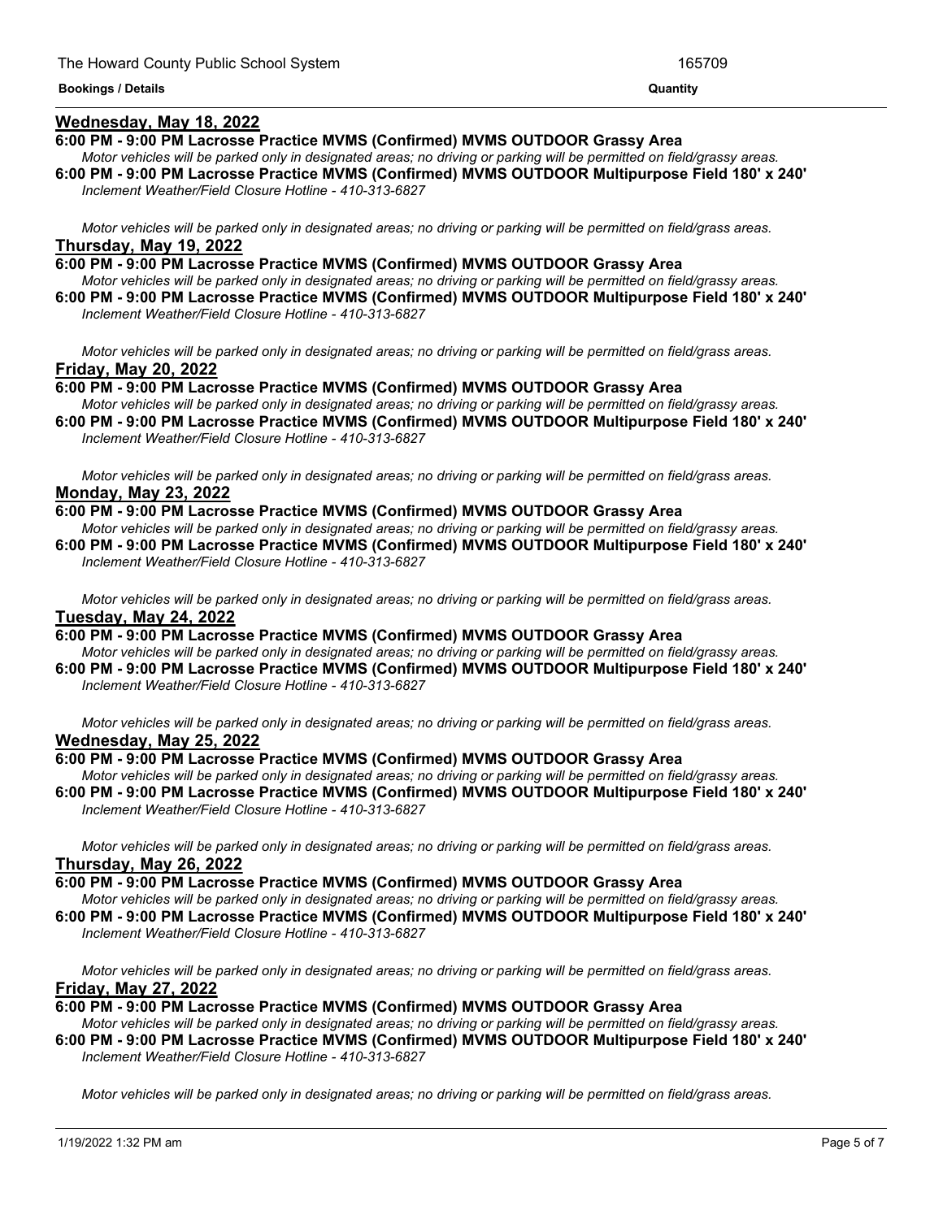**Bookings / Details** | **Quantity**

## Wednesday, May 18, 2022

**6:00 PM - 9:00 PM Lacrosse Practice MVMS (Confirmed) MVMS OUTDOOR Grassy Area**

*Motor vehicles will be parked only in designated areas; no driving or parking will be permitted on field/grassy areas.*

**6:00 PM - 9:00 PM Lacrosse Practice MVMS (Confirmed) MVMS OUTDOOR Multipurpose Field 180' x 240'**

*Inclement Weather/Field Closure Hotline - 410-313-6827*

*Motor vehicles will be parked only in designated areas; no driving or parking will be permitted on field/grass areas.*

## Thursday, May 19, 2022

**6:00 PM - 9:00 PM Lacrosse Practice MVMS (Confirmed) MVMS OUTDOOR Grassy Area**

*Motor vehicles will be parked only in designated areas; no driving or parking will be permitted on field/grassy areas.*

**6:00 PM - 9:00 PM Lacrosse Practice MVMS (Confirmed) MVMS OUTDOOR Multipurpose Field 180' x 240'**

*Inclement Weather/Field Closure Hotline - 410-313-6827*

*Motor vehicles will be parked only in designated areas; no driving or parking will be permitted on field/grass areas.*

## Friday, May 20, 2022

**6:00 PM - 9:00 PM Lacrosse Practice MVMS (Confirmed) MVMS OUTDOOR Grassy Area**

*Motor vehicles will be parked only in designated areas; no driving or parking will be permitted on field/grassy areas.*

**6:00 PM - 9:00 PM Lacrosse Practice MVMS (Confirmed) MVMS OUTDOOR Multipurpose Field 180' x 240'**

*Inclement Weather/Field Closure Hotline - 410-313-6827*

*Motor vehicles will be parked only in designated areas; no driving or parking will be permitted on field/grass areas.*

## Monday, May 23, 2022

**6:00 PM - 9:00 PM Lacrosse Practice MVMS (Confirmed) MVMS OUTDOOR Grassy Area**

*Motor vehicles will be parked only in designated areas; no driving or parking will be permitted on field/grassy areas.*

**6:00 PM - 9:00 PM Lacrosse Practice MVMS (Confirmed) MVMS OUTDOOR Multipurpose Field 180' x 240'**

*Inclement Weather/Field Closure Hotline - 410-313-6827*

*Motor vehicles will be parked only in designated areas; no driving or parking will be permitted on field/grass areas.*

## Tuesday, May 24, 2022

**6:00 PM - 9:00 PM Lacrosse Practice MVMS (Confirmed) MVMS OUTDOOR Grassy Area**

*Motor vehicles will be parked only in designated areas; no driving or parking will be permitted on field/grassy areas.*

**6:00 PM - 9:00 PM Lacrosse Practice MVMS (Confirmed) MVMS OUTDOOR Multipurpose Field 180' x 240'**

*Inclement Weather/Field Closure Hotline - 410-313-6827*

*Motor vehicles will be parked only in designated areas; no driving or parking will be permitted on field/grass areas.*

## Wednesday, May 25, 2022

**6:00 PM - 9:00 PM Lacrosse Practice MVMS (Confirmed) MVMS OUTDOOR Grassy Area**

*Motor vehicles will be parked only in designated areas; no driving or parking will be permitted on field/grassy areas.*

**6:00 PM - 9:00 PM Lacrosse Practice MVMS (Confirmed) MVMS OUTDOOR Multipurpose Field 180' x 240'**

*Inclement Weather/Field Closure Hotline - 410-313-6827*

*Motor vehicles will be parked only in designated areas; no driving or parking will be permitted on field/grass areas.*

## Thursday, May 26, 2022

**6:00 PM - 9:00 PM Lacrosse Practice MVMS (Confirmed) MVMS OUTDOOR Grassy Area**

*Motor vehicles will be parked only in designated areas; no driving or parking will be permitted on field/grassy areas.*

**6:00 PM - 9:00 PM Lacrosse Practice MVMS (Confirmed) MVMS OUTDOOR Multipurpose Field 180' x 240'**

*Inclement Weather/Field Closure Hotline - 410-313-6827*

*Motor vehicles will be parked only in designated areas; no driving or parking will be permitted on field/grass areas.*

## Friday, May 27, 2022

**6:00 PM - 9:00 PM Lacrosse Practice MVMS (Confirmed) MVMS OUTDOOR Grassy Area**

*Motor vehicles will be parked only in designated areas; no driving or parking will be permitted on field/grassy areas.*

**6:00 PM - 9:00 PM Lacrosse Practice MVMS (Confirmed) MVMS OUTDOOR Multipurpose Field 180' x 240'**

*Inclement Weather/Field Closure Hotline - 410-313-6827*

*Motor vehicles will be parked only in designated areas; no driving or parking will be permitted on field/grass areas.*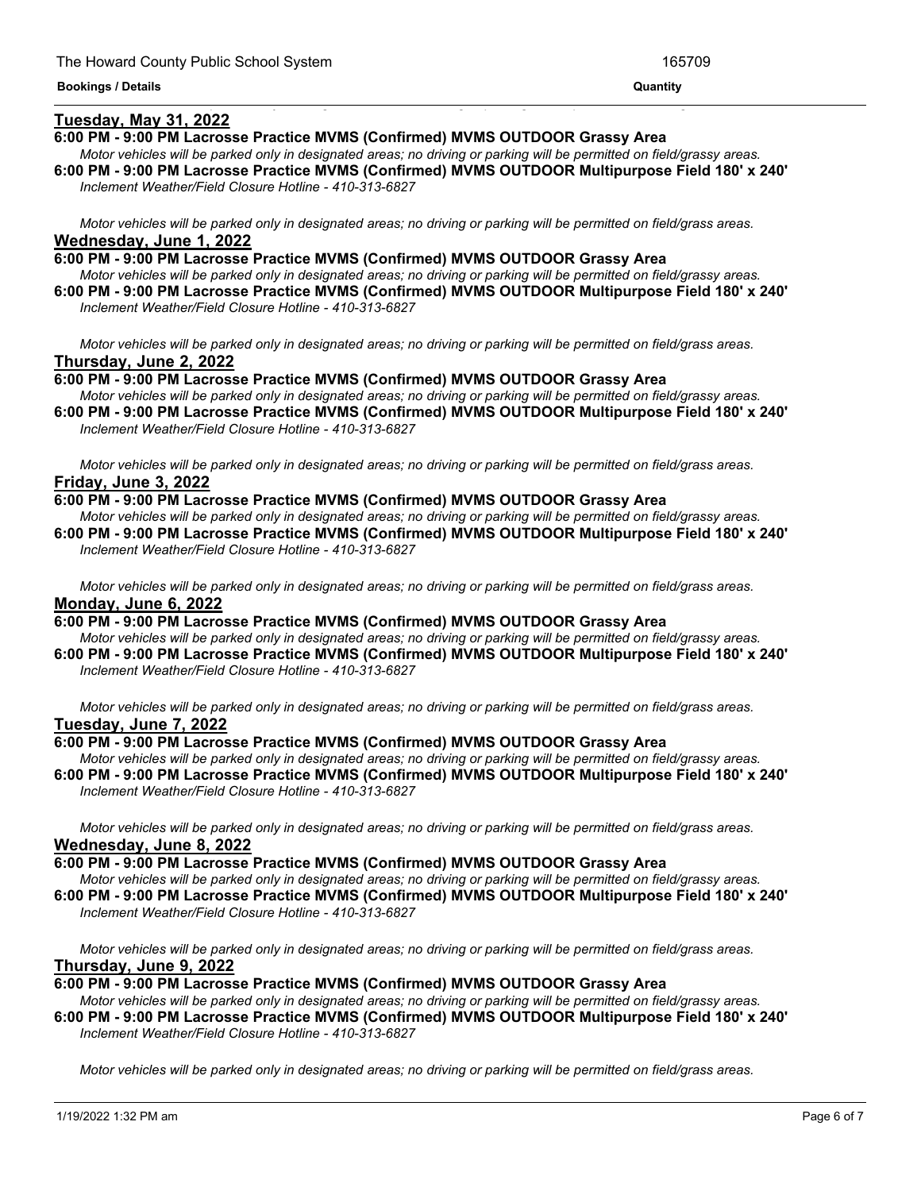**Bookings / Details** **Quantity**

<u>**Tuesday, May 31, 2022**</u>

**6:00 PM - 9:00 PM Lacrosse Practice MVMS (Confirmed) MVMS OUTDOOR Grassy Area**

*Motor vehicles will be parked only in designated areas; no driving or parking will be permitted on field/grassy areas.*

**6:00 PM - 9:00 PM Lacrosse Practice MVMS (Confirmed) MVMS OUTDOOR Multipurpose Field 180' x 240'**

*Inclement Weather/Field Closure Hotline - 410-313-6827*

*Motor vehicles will be parked only in designated areas; no driving or parking will be permitted on field/grass areas.*

<u>**Wednesday, June 1, 2022**</u>

**6:00 PM - 9:00 PM Lacrosse Practice MVMS (Confirmed) MVMS OUTDOOR Grassy Area**

*Motor vehicles will be parked only in designated areas; no driving or parking will be permitted on field/grassy areas.*

**6:00 PM - 9:00 PM Lacrosse Practice MVMS (Confirmed) MVMS OUTDOOR Multipurpose Field 180' x 240'**

*Inclement Weather/Field Closure Hotline - 410-313-6827*

*Motor vehicles will be parked only in designated areas; no driving or parking will be permitted on field/grass areas.*

<u>**Thursday, June 2, 2022**</u>

**6:00 PM - 9:00 PM Lacrosse Practice MVMS (Confirmed) MVMS OUTDOOR Grassy Area**

*Motor vehicles will be parked only in designated areas; no driving or parking will be permitted on field/grassy areas.*

**6:00 PM - 9:00 PM Lacrosse Practice MVMS (Confirmed) MVMS OUTDOOR Multipurpose Field 180' x 240'**

*Inclement Weather/Field Closure Hotline - 410-313-6827*

*Motor vehicles will be parked only in designated areas; no driving or parking will be permitted on field/grass areas.*

<u>**Friday, June 3, 2022**</u>

**6:00 PM - 9:00 PM Lacrosse Practice MVMS (Confirmed) MVMS OUTDOOR Grassy Area**

*Motor vehicles will be parked only in designated areas; no driving or parking will be permitted on field/grassy areas.*

**6:00 PM - 9:00 PM Lacrosse Practice MVMS (Confirmed) MVMS OUTDOOR Multipurpose Field 180' x 240'**

*Inclement Weather/Field Closure Hotline - 410-313-6827*

*Motor vehicles will be parked only in designated areas; no driving or parking will be permitted on field/grass areas.*

<u>**Monday, June 6, 2022**</u>

**6:00 PM - 9:00 PM Lacrosse Practice MVMS (Confirmed) MVMS OUTDOOR Grassy Area**

*Motor vehicles will be parked only in designated areas; no driving or parking will be permitted on field/grassy areas.*

**6:00 PM - 9:00 PM Lacrosse Practice MVMS (Confirmed) MVMS OUTDOOR Multipurpose Field 180' x 240'**

*Inclement Weather/Field Closure Hotline - 410-313-6827*

*Motor vehicles will be parked only in designated areas; no driving or parking will be permitted on field/grass areas.*

<u>**Tuesday, June 7, 2022**</u>

**6:00 PM - 9:00 PM Lacrosse Practice MVMS (Confirmed) MVMS OUTDOOR Grassy Area**

*Motor vehicles will be parked only in designated areas; no driving or parking will be permitted on field/grassy areas.*

**6:00 PM - 9:00 PM Lacrosse Practice MVMS (Confirmed) MVMS OUTDOOR Multipurpose Field 180' x 240'**

*Inclement Weather/Field Closure Hotline - 410-313-6827*

*Motor vehicles will be parked only in designated areas; no driving or parking will be permitted on field/grass areas.*

<u>**Wednesday, June 8, 2022**</u>

**6:00 PM - 9:00 PM Lacrosse Practice MVMS (Confirmed) MVMS OUTDOOR Grassy Area**

*Motor vehicles will be parked only in designated areas; no driving or parking will be permitted on field/grassy areas.*

**6:00 PM - 9:00 PM Lacrosse Practice MVMS (Confirmed) MVMS OUTDOOR Multipurpose Field 180' x 240'**

*Inclement Weather/Field Closure Hotline - 410-313-6827*

*Motor vehicles will be parked only in designated areas; no driving or parking will be permitted on field/grass areas.*

<u>**Thursday, June 9, 2022**</u>

**6:00 PM - 9:00 PM Lacrosse Practice MVMS (Confirmed) MVMS OUTDOOR Grassy Area**

*Motor vehicles will be parked only in designated areas; no driving or parking will be permitted on field/grassy areas.*

**6:00 PM - 9:00 PM Lacrosse Practice MVMS (Confirmed) MVMS OUTDOOR Multipurpose Field 180' x 240'**

*Inclement Weather/Field Closure Hotline - 410-313-6827*

*Motor vehicles will be parked only in designated areas; no driving or parking will be permitted on field/grass areas.*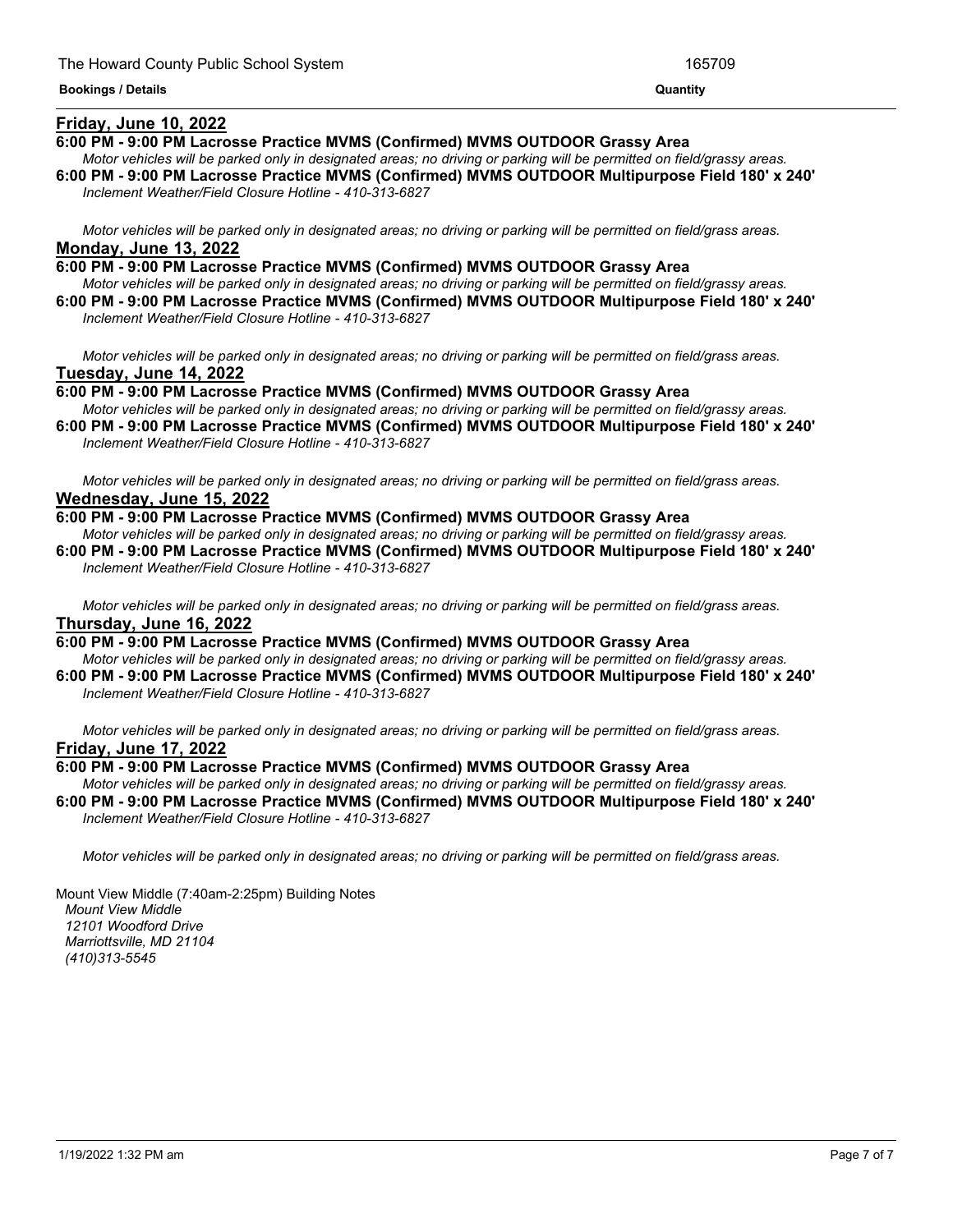**Bookings / Details** | **Quantity**

## Friday, June 10, 2022

**6:00 PM - 9:00 PM Lacrosse Practice MVMS (Confirmed) MVMS OUTDOOR Grassy Area**

*Motor vehicles will be parked only in designated areas; no driving or parking will be permitted on field/grassy areas.*

**6:00 PM - 9:00 PM Lacrosse Practice MVMS (Confirmed) MVMS OUTDOOR Multipurpose Field 180' x 240'**

*Inclement Weather/Field Closure Hotline - 410-313-6827*

*Motor vehicles will be parked only in designated areas; no driving or parking will be permitted on field/grass areas.*

## Monday, June 13, 2022

**6:00 PM - 9:00 PM Lacrosse Practice MVMS (Confirmed) MVMS OUTDOOR Grassy Area**

*Motor vehicles will be parked only in designated areas; no driving or parking will be permitted on field/grassy areas.*

**6:00 PM - 9:00 PM Lacrosse Practice MVMS (Confirmed) MVMS OUTDOOR Multipurpose Field 180' x 240'**

*Inclement Weather/Field Closure Hotline - 410-313-6827*

*Motor vehicles will be parked only in designated areas; no driving or parking will be permitted on field/grass areas.*

## Tuesday, June 14, 2022

**6:00 PM - 9:00 PM Lacrosse Practice MVMS (Confirmed) MVMS OUTDOOR Grassy Area**

*Motor vehicles will be parked only in designated areas; no driving or parking will be permitted on field/grassy areas.*

**6:00 PM - 9:00 PM Lacrosse Practice MVMS (Confirmed) MVMS OUTDOOR Multipurpose Field 180' x 240'**

*Inclement Weather/Field Closure Hotline - 410-313-6827*

*Motor vehicles will be parked only in designated areas; no driving or parking will be permitted on field/grass areas.*

## Wednesday, June 15, 2022

**6:00 PM - 9:00 PM Lacrosse Practice MVMS (Confirmed) MVMS OUTDOOR Grassy Area**

*Motor vehicles will be parked only in designated areas; no driving or parking will be permitted on field/grassy areas.*

**6:00 PM - 9:00 PM Lacrosse Practice MVMS (Confirmed) MVMS OUTDOOR Multipurpose Field 180' x 240'**

*Inclement Weather/Field Closure Hotline - 410-313-6827*

*Motor vehicles will be parked only in designated areas; no driving or parking will be permitted on field/grass areas.*

## Thursday, June 16, 2022

**6:00 PM - 9:00 PM Lacrosse Practice MVMS (Confirmed) MVMS OUTDOOR Grassy Area**

*Motor vehicles will be parked only in designated areas; no driving or parking will be permitted on field/grassy areas.*

**6:00 PM - 9:00 PM Lacrosse Practice MVMS (Confirmed) MVMS OUTDOOR Multipurpose Field 180' x 240'**

*Inclement Weather/Field Closure Hotline - 410-313-6827*

*Motor vehicles will be parked only in designated areas; no driving or parking will be permitted on field/grass areas.*

## Friday, June 17, 2022

**6:00 PM - 9:00 PM Lacrosse Practice MVMS (Confirmed) MVMS OUTDOOR Grassy Area**

*Motor vehicles will be parked only in designated areas; no driving or parking will be permitted on field/grassy areas.*

**6:00 PM - 9:00 PM Lacrosse Practice MVMS (Confirmed) MVMS OUTDOOR Multipurpose Field 180' x 240'**

*Inclement Weather/Field Closure Hotline - 410-313-6827*

*Motor vehicles will be parked only in designated areas; no driving or parking will be permitted on field/grass areas.*

Mount View Middle (7:40am-2:25pm) Building Notes

*Mount View Middle*
*12101 Woodford Drive*
*Marriottsville, MD 21104*
*(410)313-5545*